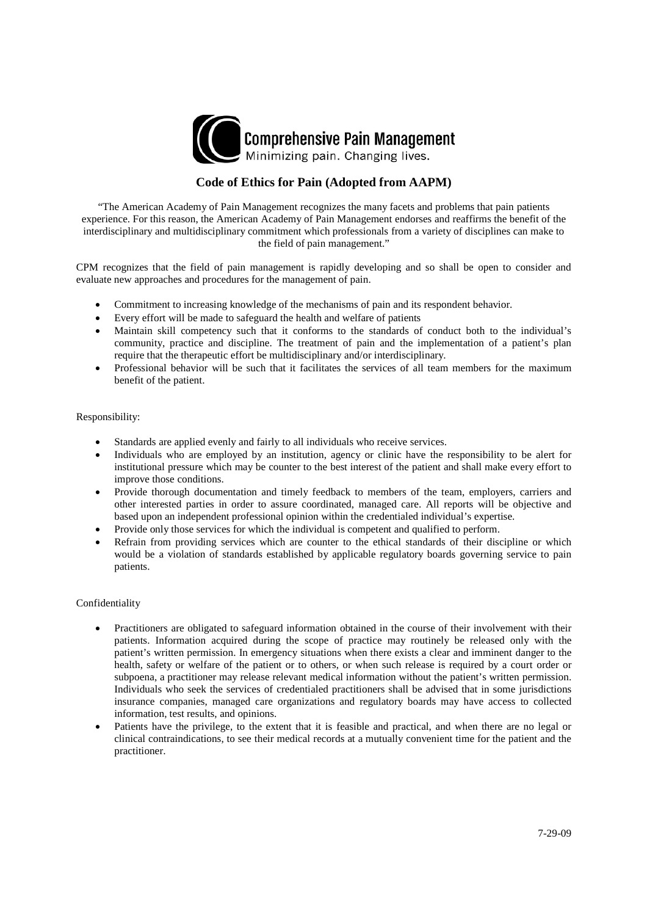Comprehensive Pain Management

Minimizing pain. Changing lives.

# Code of Ethics for Pain (Adopted from AAPM)

"The American Academy of Pain Management recognizes the many facets and problems that pain patients experience. For this reason, the American Academy of Pain Management endorses and reaffirms the benefit of the interdisciplinary and multidisciplinary commitment which professionals from a variety of disciplines can make to the field of pain management."

CPM recognizes that the field of pain management is rapidly developing and so shall be open to consider and evaluate new approaches and procedures for the management of pain.

- Commitment to increasing knowledge of the mechanisms of pain and its respondent behavior.
- Every effort will be made to safeguard the health and welfare of patients
- Maintain skill competency such that it conforms to the standards of conduct both to the individual's community, practice and discipline. The treatment of pain and the implementation of a patient's plan require that the therapeutic effort be multidisciplinary and/or interdisciplinary.
- Professional behavior will be such that it facilitates the services of all team members for the maximum benefit of the patient.

Responsibility:

- Standards are applied evenly and fairly to all individuals who receive services.
- Individuals who are employed by an institution, agency or clinic have the responsibility to be alert for institutional pressure which may be counter to the best interest of the patient and shall make every effort to improve those conditions.
- Provide thorough documentation and timely feedback to members of the team, employers, carriers and other interested parties in order to assure coordinated, managed care. All reports will be objective and based upon an independent professional opinion within the credentialed individual's expertise.
- Provide only those services for which the individual is competent and qualified to perform.
- Refrain from providing services which are counter to the ethical standards of their discipline or which would be a violation of standards established by applicable regulatory boards governing service to pain patients.

Confidentiality

- Practitioners are obligated to safeguard information obtained in the course of their involvement with their patients. Information acquired during the scope of practice may routinely be released only with the patient's written permission. In emergency situations when there exists a clear and imminent danger to the health, safety or welfare of the patient or to others, or when such release is required by a court order or subpoena, a practitioner may release relevant medical information without the patient's written permission. Individuals who seek the services of credentialed practitioners shall be advised that in some jurisdictions insurance companies, managed care organizations and regulatory boards may have access to collected information, test results, and opinions.
- Patients have the privilege, to the extent that it is feasible and practical, and when there are no legal or clinical contraindications, to see their medical records at a mutually convenient time for the patient and the practitioner.

7-29-09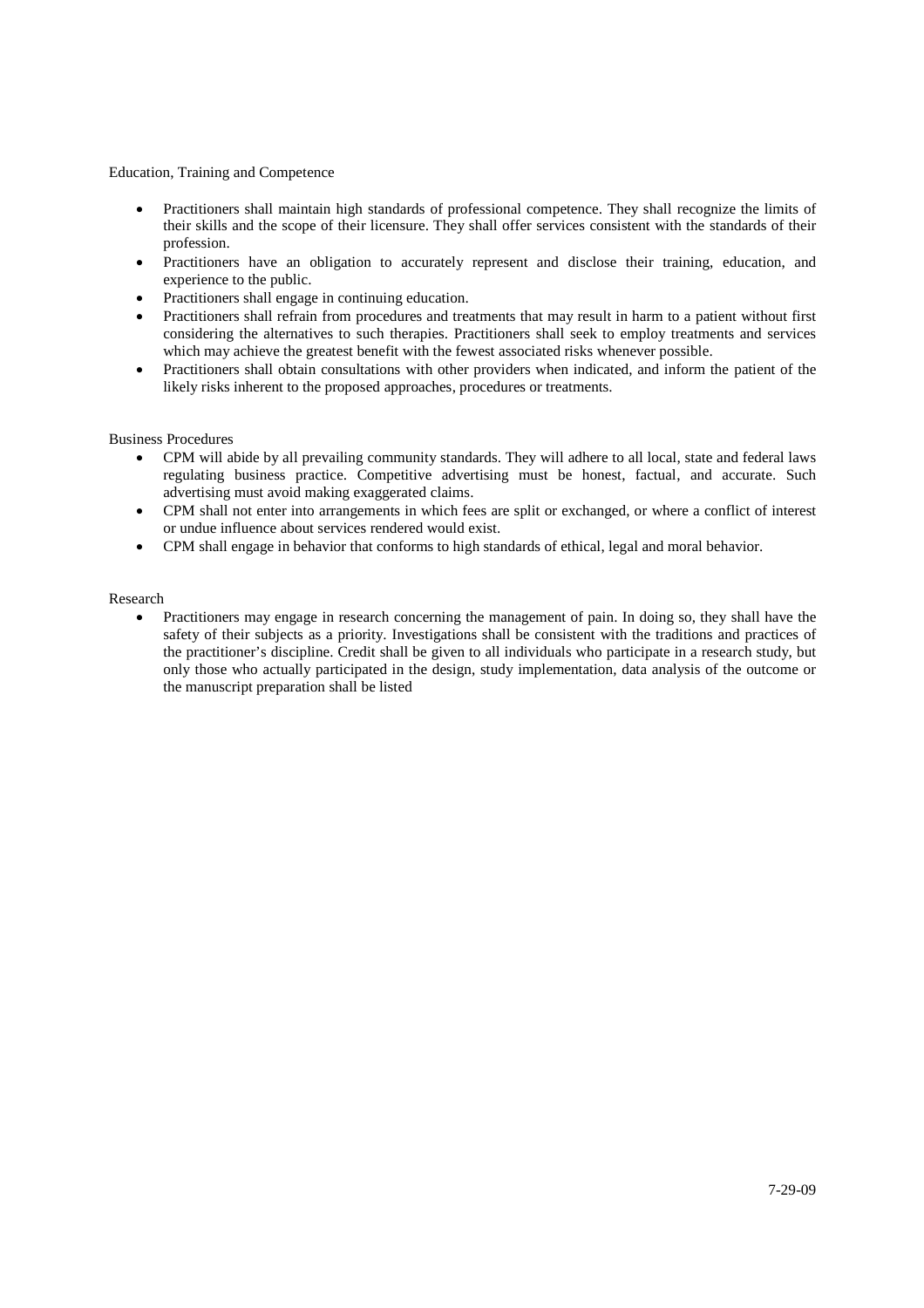Education, Training and Competence

- Practitioners shall maintain high standards of professional competence. They shall recognize the limits of their skills and the scope of their licensure. They shall offer services consistent with the standards of their profession.
- Practitioners have an obligation to accurately represent and disclose their training, education, and experience to the public.
- Practitioners shall engage in continuing education.
- Practitioners shall refrain from procedures and treatments that may result in harm to a patient without first considering the alternatives to such therapies. Practitioners shall seek to employ treatments and services which may achieve the greatest benefit with the fewest associated risks whenever possible.
- Practitioners shall obtain consultations with other providers when indicated, and inform the patient of the likely risks inherent to the proposed approaches, procedures or treatments.

Business Procedures

- CPM will abide by all prevailing community standards. They will adhere to all local, state and federal laws regulating business practice. Competitive advertising must be honest, factual, and accurate. Such advertising must avoid making exaggerated claims.
- CPM shall not enter into arrangements in which fees are split or exchanged, or where a conflict of interest or undue influence about services rendered would exist.
- CPM shall engage in behavior that conforms to high standards of ethical, legal and moral behavior.

Research

- Practitioners may engage in research concerning the management of pain. In doing so, they shall have the safety of their subjects as a priority. Investigations shall be consistent with the traditions and practices of the practitioner's discipline. Credit shall be given to all individuals who participate in a research study, but only those who actually participated in the design, study implementation, data analysis of the outcome or the manuscript preparation shall be listed

7-29-09